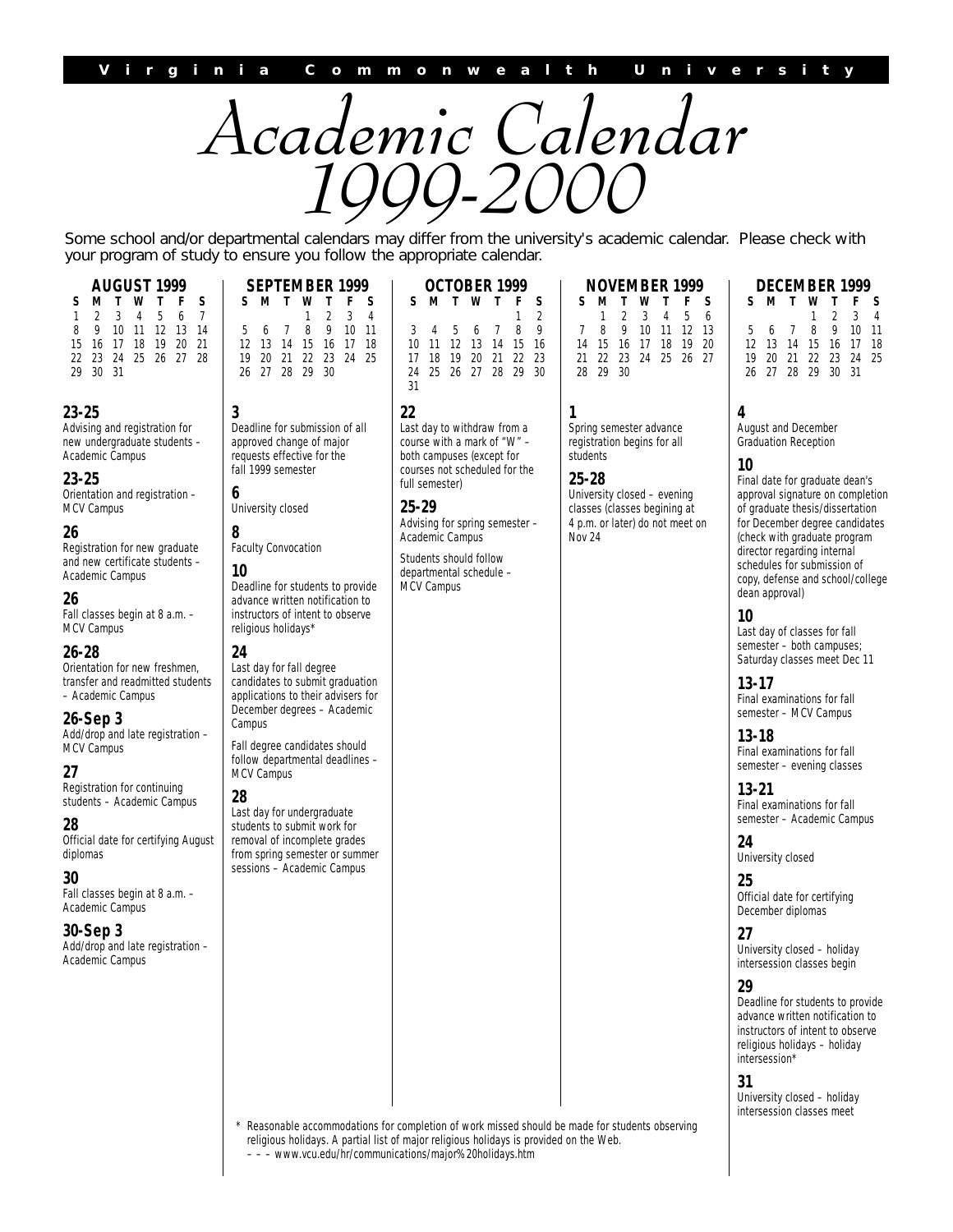Virginia Commonwealth University

# Academic Calendar 1999-2000

Some school and/or departmental calendars may differ from the university's academic calendar. Please check with your program of study to ensure you follow the appropriate calendar.

## AUGUST 1999

| S | M | T | W | T | F | S |
|---|---|---|---|---|---|---|
| 1 | 2 | 3 | 4 | 5 | 6 | 7 |
| 8 | 9 | 10 | 11 | 12 | 13 | 14 |
| 15 | 16 | 17 | 18 | 19 | 20 | 21 |
| 22 | 23 | 24 | 25 | 26 | 27 | 28 |
| 29 | 30 | 31 | | | | |

**23-25**
Advising and registration for new undergraduate students – Academic Campus

**23-25**
Orientation and registration – MCV Campus

**26**
Registration for new graduate and new certificate students – Academic Campus

**26**
Fall classes begin at 8 a.m. – MCV Campus

**26-28**
Orientation for new freshmen, transfer and readmitted students – Academic Campus

**26-Sep 3**
Add/drop and late registration – MCV Campus

**27**
Registration for continuing students – Academic Campus

**28**
Official date for certifying August diplomas

**30**
Fall classes begin at 8 a.m. – Academic Campus

**30-Sep 3**
Add/drop and late registration – Academic Campus

## SEPTEMBER 1999

| S | M | T | W | T | F | S |
|---|---|---|---|---|---|---|
| | | | 1 | 2 | 3 | 4 |
| 5 | 6 | 7 | 8 | 9 | 10 | 11 |
| 12 | 13 | 14 | 15 | 16 | 17 | 18 |
| 19 | 20 | 21 | 22 | 23 | 24 | 25 |
| 26 | 27 | 28 | 29 | 30 | | |

**3**
Deadline for submission of all approved change of major requests effective for the fall 1999 semester

**6**
University closed

**8**
Faculty Convocation

**10**
Deadline for students to provide advance written notification to instructors of intent to observe religious holidays*

**24**
Last day for fall degree candidates to submit graduation applications to their advisers for December degrees – Academic Campus

Fall degree candidates should follow departmental deadlines – MCV Campus

**28**
Last day for undergraduate students to submit work for removal of incomplete grades from spring semester or summer sessions – Academic Campus

## OCTOBER 1999

| S | M | T | W | T | F | S |
|---|---|---|---|---|---|---|
| | | | | | 1 | 2 |
| 3 | 4 | 5 | 6 | 7 | 8 | 9 |
| 10 | 11 | 12 | 13 | 14 | 15 | 16 |
| 17 | 18 | 19 | 20 | 21 | 22 | 23 |
| 24 | 25 | 26 | 27 | 28 | 29 | 30 |
| 31 | | | | | | |

**22**
Last day to withdraw from a course with a mark of "W" – both campuses (except for courses not scheduled for the full semester)

**25-29**
Advising for spring semester – Academic Campus

Students should follow departmental schedule – MCV Campus

## NOVEMBER 1999

| S | M | T | W | T | F | S |
|---|---|---|---|---|---|---|
| | 1 | 2 | 3 | 4 | 5 | 6 |
| 7 | 8 | 9 | 10 | 11 | 12 | 13 |
| 14 | 15 | 16 | 17 | 18 | 19 | 20 |
| 21 | 22 | 23 | 24 | 25 | 26 | 27 |
| 28 | 29 | 30 | | | | |

**1**
Spring semester advance registration begins for all students

**25-28**
University closed – evening classes (classes begining at 4 p.m. or later) do not meet on Nov 24

## DECEMBER 1999

| S | M | T | W | T | F | S |
|---|---|---|---|---|---|---|
| | | | 1 | 2 | 3 | 4 |
| 5 | 6 | 7 | 8 | 9 | 10 | 11 |
| 12 | 13 | 14 | 15 | 16 | 17 | 18 |
| 19 | 20 | 21 | 22 | 23 | 24 | 25 |
| 26 | 27 | 28 | 29 | 30 | 31 | |

**4**
August and December Graduation Reception

**10**
Final date for graduate dean's approval signature on completion of graduate thesis/dissertation for December degree candidates (check with graduate program director regarding internal schedules for submission of copy, defense and school/college dean approval)

**10**
Last day of classes for fall semester – both campuses; Saturday classes meet Dec 11

**13-17**
Final examinations for fall semester – MCV Campus

**13-18**
Final examinations for fall semester – evening classes

**13-21**
Final examinations for fall semester – Academic Campus

**24**
University closed

**25**
Official date for certifying December diplomas

**27**
University closed – holiday intersession classes begin

**29**
Deadline for students to provide advance written notification to instructors of intent to observe religious holidays – holiday intersession*

**31**
University closed – holiday intersession classes meet

\* Reasonable accommodations for completion of work missed should be made for students observing religious holidays. A partial list of major religious holidays is provided on the Web.
– – – www.vcu.edu/hr/communications/major%20holidays.htm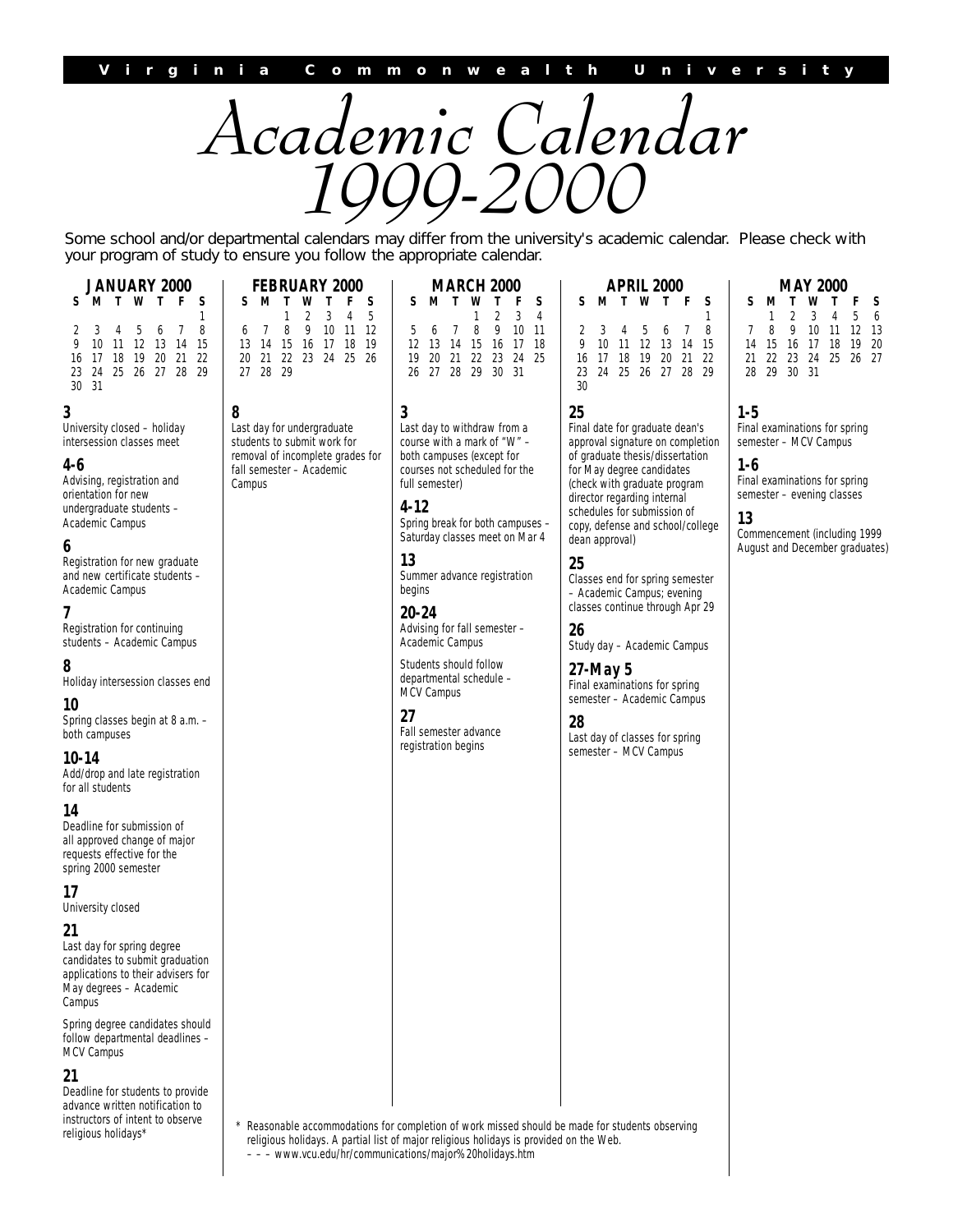**Virginia Commonwealth University**

# *Academic Calendar 1999-2000*

Some school and/or departmental calendars may differ from the university's academic calendar. Please check with your program of study to ensure you follow the appropriate calendar.

## JANUARY 2000

| S | M | T | W | T | F | S |
|---|---|---|---|---|---|---|
| | | | | | | 1 |
| 2 | 3 | 4 | 5 | 6 | 7 | 8 |
| 9 | 10 | 11 | 12 | 13 | 14 | 15 |
| 16 | 17 | 18 | 19 | 20 | 21 | 22 |
| 23 | 24 | 25 | 26 | 27 | 28 | 29 |
| 30 | 31 | | | | | |

**3**
University closed – holiday intersession classes meet

**4-6**
Advising, registration and orientation for new undergraduate students – Academic Campus

**6**
Registration for new graduate and new certificate students – Academic Campus

**7**
Registration for continuing students – Academic Campus

**8**
Holiday intersession classes end

**10**
Spring classes begin at 8 a.m. – both campuses

**10-14**
Add/drop and late registration for all students

**14**
Deadline for submission of all approved change of major requests effective for the spring 2000 semester

**17**
University closed

**21**
Last day for spring degree candidates to submit graduation applications to their advisers for May degrees – Academic Campus

Spring degree candidates should follow departmental deadlines – MCV Campus

**21**
Deadline for students to provide advance written notification to instructors of intent to observe religious holidays*

## FEBRUARY 2000

| S | M | T | W | T | F | S |
|---|---|---|---|---|---|---|
| | | 1 | 2 | 3 | 4 | 5 |
| 6 | 7 | 8 | 9 | 10 | 11 | 12 |
| 13 | 14 | 15 | 16 | 17 | 18 | 19 |
| 20 | 21 | 22 | 23 | 24 | 25 | 26 |
| 27 | 28 | 29 | | | | |

**8**
Last day for undergraduate students to submit work for removal of incomplete grades for fall semester – Academic Campus

## MARCH 2000

| S | M | T | W | T | F | S |
|---|---|---|---|---|---|---|
| | | | 1 | 2 | 3 | 4 |
| 5 | 6 | 7 | 8 | 9 | 10 | 11 |
| 12 | 13 | 14 | 15 | 16 | 17 | 18 |
| 19 | 20 | 21 | 22 | 23 | 24 | 25 |
| 26 | 27 | 28 | 29 | 30 | 31 | |

**3**
Last day to withdraw from a course with a mark of "W" – both campuses (except for courses not scheduled for the full semester)

**4-12**
Spring break for both campuses – Saturday classes meet on Mar 4

**13**
Summer advance registration begins

**20-24**
Advising for fall semester – Academic Campus

Students should follow departmental schedule – MCV Campus

**27**
Fall semester advance registration begins

## APRIL 2000

| S | M | T | W | T | F | S |
|---|---|---|---|---|---|---|
| | | | | | | 1 |
| 2 | 3 | 4 | 5 | 6 | 7 | 8 |
| 9 | 10 | 11 | 12 | 13 | 14 | 15 |
| 16 | 17 | 18 | 19 | 20 | 21 | 22 |
| 23 | 24 | 25 | 26 | 27 | 28 | 29 |
| 30 | | | | | | |

**25**
Final date for graduate dean's approval signature on completion of graduate thesis/dissertation for May degree candidates (check with graduate program director regarding internal schedules for submission of copy, defense and school/college dean approval)

**25**
Classes end for spring semester – Academic Campus; evening classes continue through Apr 29

**26**
Study day – Academic Campus

**27-May 5**
Final examinations for spring semester – Academic Campus

**28**
Last day of classes for spring semester – MCV Campus

## MAY 2000

| S | M | T | W | T | F | S |
|---|---|---|---|---|---|---|
| | 1 | 2 | 3 | 4 | 5 | 6 |
| 7 | 8 | 9 | 10 | 11 | 12 | 13 |
| 14 | 15 | 16 | 17 | 18 | 19 | 20 |
| 21 | 22 | 23 | 24 | 25 | 26 | 27 |
| 28 | 29 | 30 | 31 | | | |

**1-5**
Final examinations for spring semester – MCV Campus

**1-6**
Final examinations for spring semester – evening classes

**13**
Commencement (including 1999 August and December graduates)

\* Reasonable accommodations for completion of work missed should be made for students observing religious holidays. A partial list of major religious holidays is provided on the Web.
– – – www.vcu.edu/hr/communications/major%20holidays.htm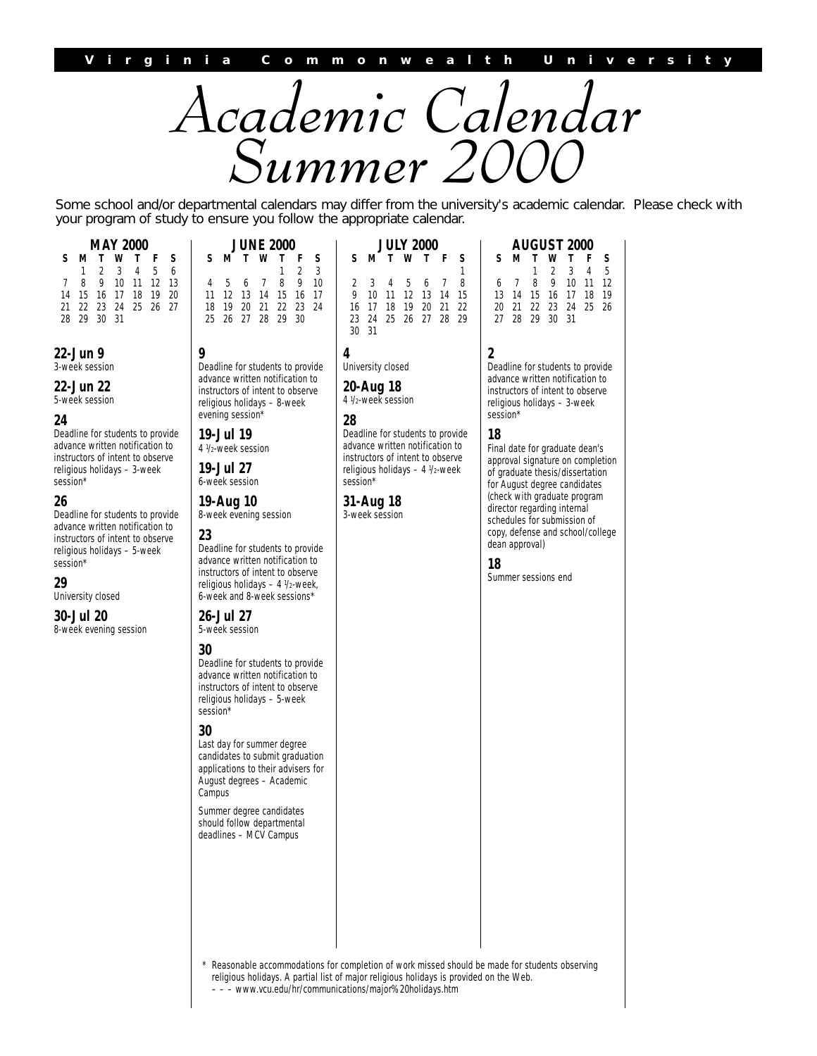Virginia Commonwealth University

# Academic Calendar Summer 2000

Some school and/or departmental calendars may differ from the university's academic calendar. Please check with your program of study to ensure you follow the appropriate calendar.

## MAY 2000

| S | M | T | W | T | F | S |
|---|---|---|---|---|---|---|
| | 1 | 2 | 3 | 4 | 5 | 6 |
| 7 | 8 | 9 | 10 | 11 | 12 | 13 |
| 14 | 15 | 16 | 17 | 18 | 19 | 20 |
| 21 | 22 | 23 | 24 | 25 | 26 | 27 |
| 28 | 29 | 30 | 31 | | | |

**22-Jun 9**
3-week session

**22-Jun 22**
5-week session

**24**
Deadline for students to provide advance written notification to instructors of intent to observe religious holidays – 3-week session*

**26**
Deadline for students to provide advance written notification to instructors of intent to observe religious holidays – 5-week session*

**29**
University closed

**30-Jul 20**
8-week evening session

## JUNE 2000

| S | M | T | W | T | F | S |
|---|---|---|---|---|---|---|
| | | | | 1 | 2 | 3 |
| 4 | 5 | 6 | 7 | 8 | 9 | 10 |
| 11 | 12 | 13 | 14 | 15 | 16 | 17 |
| 18 | 19 | 20 | 21 | 22 | 23 | 24 |
| 25 | 26 | 27 | 28 | 29 | 30 | |

**9**
Deadline for students to provide advance written notification to instructors of intent to observe religious holidays – 8-week evening session*

**19-Jul 19**
4 1/2-week session

**19-Jul 27**
6-week session

**19-Aug 10**
8-week evening session

**23**
Deadline for students to provide advance written notification to instructors of intent to observe religious holidays – 4 1/2-week, 6-week and 8-week sessions*

**26-Jul 27**
5-week session

**30**
Deadline for students to provide advance written notification to instructors of intent to observe religious holidays – 5-week session*

**30**
Last day for summer degree candidates to submit graduation applications to their advisers for August degrees – Academic Campus

Summer degree candidates should follow departmental deadlines – MCV Campus

## JULY 2000

| S | M | T | W | T | F | S |
|---|---|---|---|---|---|---|
| | | | | | | 1 |
| 2 | 3 | 4 | 5 | 6 | 7 | 8 |
| 9 | 10 | 11 | 12 | 13 | 14 | 15 |
| 16 | 17 | 18 | 19 | 20 | 21 | 22 |
| 23 | 24 | 25 | 26 | 27 | 28 | 29 |
| 30 | 31 | | | | | |

**4**
University closed

**20-Aug 18**
4 1/2-week session

**28**
Deadline for students to provide advance written notification to instructors of intent to observe religious holidays – 4 1/2-week session*

**31-Aug 18**
3-week session

## AUGUST 2000

| S | M | T | W | T | F | S |
|---|---|---|---|---|---|---|
| | | 1 | 2 | 3 | 4 | 5 |
| 6 | 7 | 8 | 9 | 10 | 11 | 12 |
| 13 | 14 | 15 | 16 | 17 | 18 | 19 |
| 20 | 21 | 22 | 23 | 24 | 25 | 26 |
| 27 | 28 | 29 | 30 | 31 | | |

**2**
Deadline for students to provide advance written notification to instructors of intent to observe religious holidays – 3-week session*

**18**
Final date for graduate dean's approval signature on completion of graduate thesis/dissertation for August degree candidates (check with graduate program director regarding internal schedules for submission of copy, defense and school/college dean approval)

**18**
Summer sessions end

\* Reasonable accommodations for completion of work missed should be made for students observing religious holidays. A partial list of major religious holidays is provided on the Web.
– – – www.vcu.edu/hr/communications/major%20holidays.htm